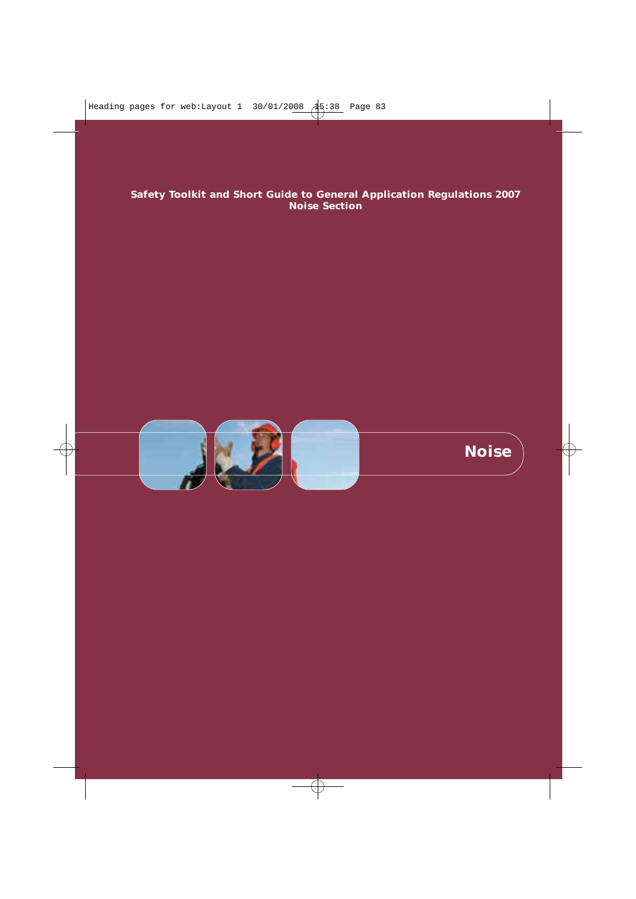**Safety Toolkit and Short Guide to General Application Regulations 2007**
**Noise Section**

# Noise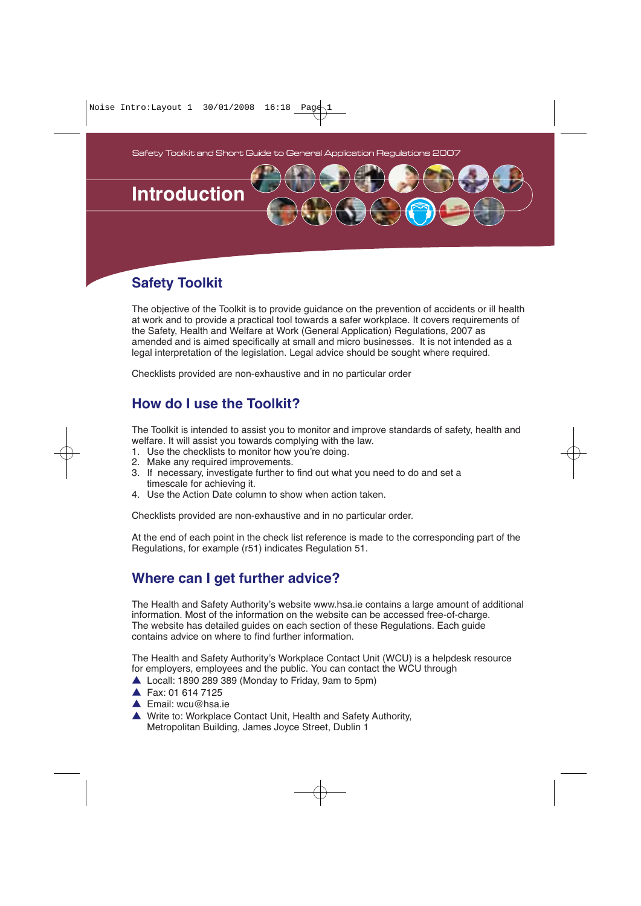Safety Toolkit and Short Guide to General Application Regulations 2007

# Introduction

## Safety Toolkit

The objective of the Toolkit is to provide guidance on the prevention of accidents or ill health at work and to provide a practical tool towards a safer workplace. It covers requirements of the Safety, Health and Welfare at Work (General Application) Regulations, 2007 as amended and is aimed specifically at small and micro businesses. It is not intended as a legal interpretation of the legislation. Legal advice should be sought where required.

Checklists provided are non-exhaustive and in no particular order

## How do I use the Toolkit?

The Toolkit is intended to assist you to monitor and improve standards of safety, health and welfare. It will assist you towards complying with the law.

1. Use the checklists to monitor how you're doing.
2. Make any required improvements.
3. If necessary, investigate further to find out what you need to do and set a timescale for achieving it.
4. Use the Action Date column to show when action taken.

Checklists provided are non-exhaustive and in no particular order.

At the end of each point in the check list reference is made to the corresponding part of the Regulations, for example (r51) indicates Regulation 51.

## Where can I get further advice?

The Health and Safety Authority's website www.hsa.ie contains a large amount of additional information. Most of the information on the website can be accessed free-of-charge. The website has detailed guides on each section of these Regulations. Each guide contains advice on where to find further information.

The Health and Safety Authority's Workplace Contact Unit (WCU) is a helpdesk resource for employers, employees and the public. You can contact the WCU through

- Locall: 1890 289 389 (Monday to Friday, 9am to 5pm)
- Fax: 01 614 7125
- Email: wcu@hsa.ie
- Write to: Workplace Contact Unit, Health and Safety Authority, Metropolitan Building, James Joyce Street, Dublin 1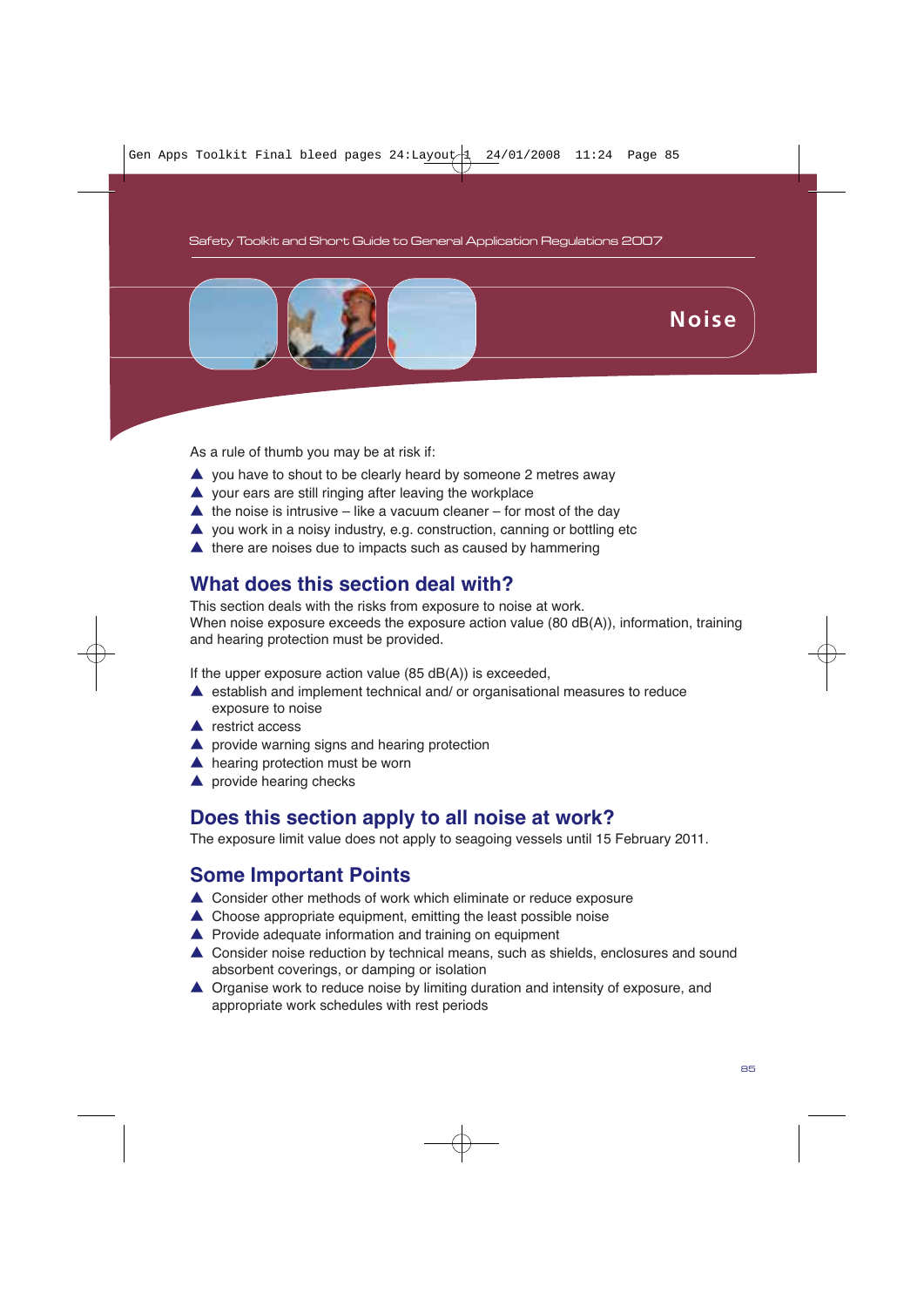# Noise

As a rule of thumb you may be at risk if:

- you have to shout to be clearly heard by someone 2 metres away
- your ears are still ringing after leaving the workplace
- the noise is intrusive – like a vacuum cleaner – for most of the day
- you work in a noisy industry, e.g. construction, canning or bottling etc
- there are noises due to impacts such as caused by hammering

## What does this section deal with?

This section deals with the risks from exposure to noise at work.
When noise exposure exceeds the exposure action value (80 dB(A)), information, training and hearing protection must be provided.

If the upper exposure action value (85 dB(A)) is exceeded,

- establish and implement technical and/ or organisational measures to reduce exposure to noise
- restrict access
- provide warning signs and hearing protection
- hearing protection must be worn
- provide hearing checks

## Does this section apply to all noise at work?

The exposure limit value does not apply to seagoing vessels until 15 February 2011.

## Some Important Points

- Consider other methods of work which eliminate or reduce exposure
- Choose appropriate equipment, emitting the least possible noise
- Provide adequate information and training on equipment
- Consider noise reduction by technical means, such as shields, enclosures and sound absorbent coverings, or damping or isolation
- Organise work to reduce noise by limiting duration and intensity of exposure, and appropriate work schedules with rest periods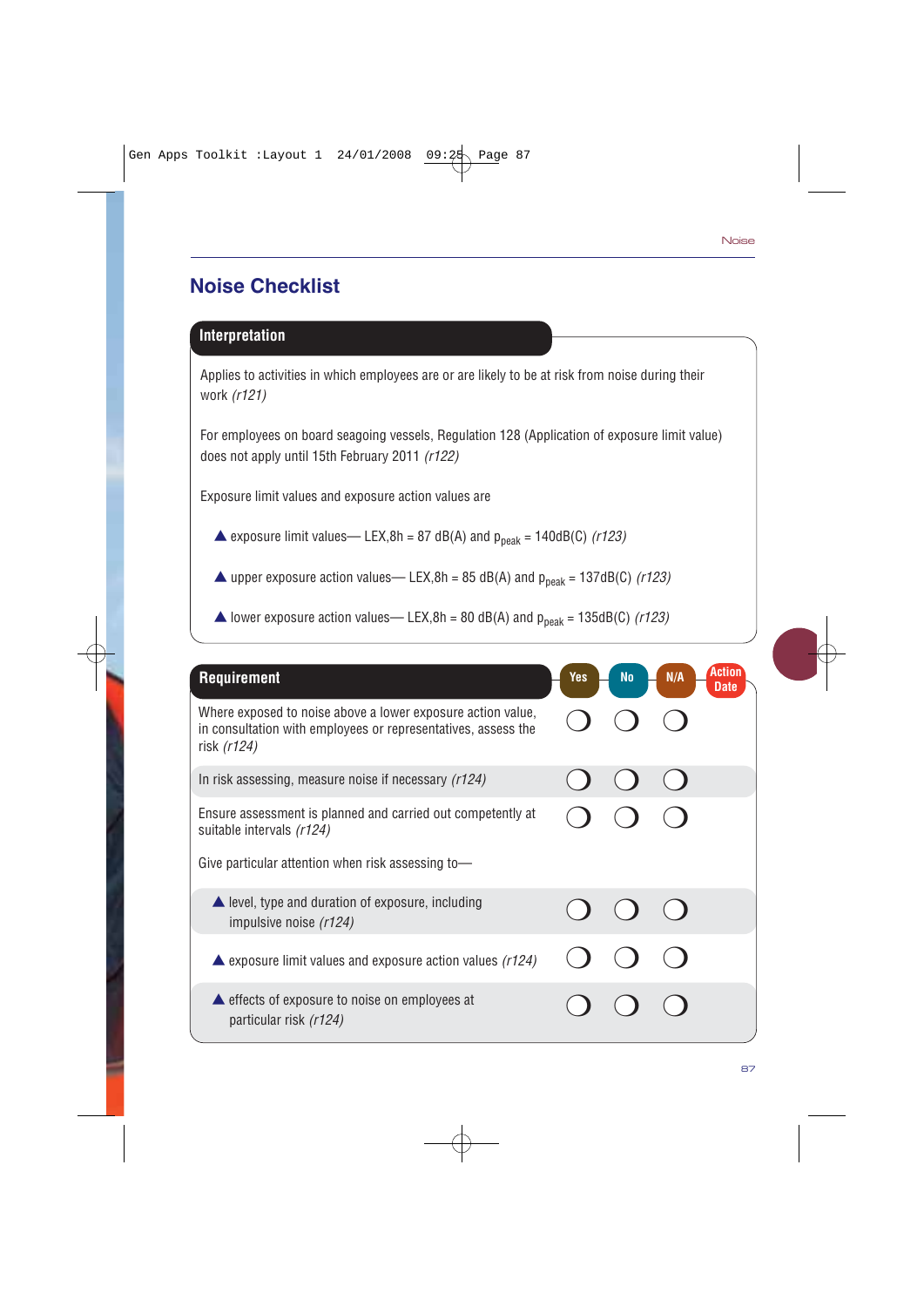# Noise Checklist

## Interpretation

Applies to activities in which employees are or are likely to be at risk from noise during their work *(r121)*

For employees on board seagoing vessels, Regulation 128 (Application of exposure limit value) does not apply until 15th February 2011 *(r122)*

Exposure limit values and exposure action values are

- ▲ exposure limit values— LEX,8h = 87 dB(A) and $p_{peak}$ = 140dB(C) *(r123)*
- ▲ upper exposure action values— LEX,8h = 85 dB(A) and $p_{peak}$ = 137dB(C) *(r123)*
- ▲ lower exposure action values— LEX,8h = 80 dB(A) and $p_{peak}$ = 135dB(C) *(r123)*

| Requirement | Yes | No | N/A | Action Date |
|---|---|---|---|---|
| Where exposed to noise above a lower exposure action value, in consultation with employees or representatives, assess the risk *(r124)* | ❍ | ❍ | ❍ | |
| In risk assessing, measure noise if necessary *(r124)* | ❍ | ❍ | ❍ | |
| Ensure assessment is planned and carried out competently at suitable intervals *(r124)* | ❍ | ❍ | ❍ | |
| Give particular attention when risk assessing to— | | | | |
| ▲ level, type and duration of exposure, including impulsive noise *(r124)* | ❍ | ❍ | ❍ | |
| ▲ exposure limit values and exposure action values *(r124)* | ❍ | ❍ | ❍ | |
| ▲ effects of exposure to noise on employees at particular risk *(r124)* | ❍ | ❍ | ❍ | |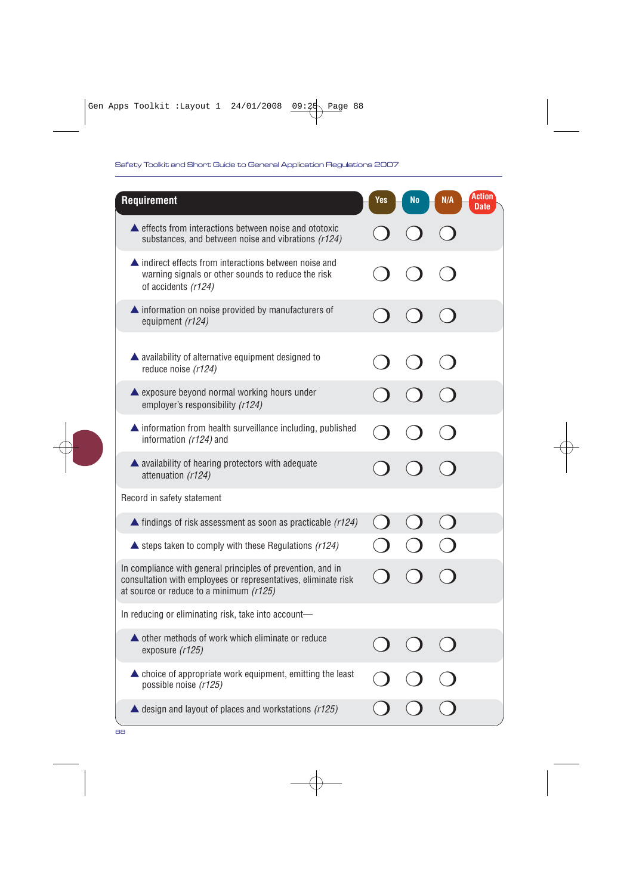| Requirement | Yes | No | N/A | Action Date |
|---|---|---|---|---|
| ▲ effects from interactions between noise and ototoxic substances, and between noise and vibrations *(r124)* | ❍ | ❍ | ❍ | |
| ▲ indirect effects from interactions between noise and warning signals or other sounds to reduce the risk of accidents *(r124)* | ❍ | ❍ | ❍ | |
| ▲ information on noise provided by manufacturers of equipment *(r124)* | ❍ | ❍ | ❍ | |
| ▲ availability of alternative equipment designed to reduce noise *(r124)* | ❍ | ❍ | ❍ | |
| ▲ exposure beyond normal working hours under employer's responsibility *(r124)* | ❍ | ❍ | ❍ | |
| ▲ information from health surveillance including, published information *(r124)* and | ❍ | ❍ | ❍ | |
| ▲ availability of hearing protectors with adequate attenuation *(r124)* | ❍ | ❍ | ❍ | |
| Record in safety statement | | | | |
| ▲ findings of risk assessment as soon as practicable *(r124)* | ❍ | ❍ | ❍ | |
| ▲ steps taken to comply with these Regulations *(r124)* | ❍ | ❍ | ❍ | |
| In compliance with general principles of prevention, and in consultation with employees or representatives, eliminate risk at source or reduce to a minimum *(r125)* | ❍ | ❍ | ❍ | |
| In reducing or eliminating risk, take into account— | | | | |
| ▲ other methods of work which eliminate or reduce exposure *(r125)* | ❍ | ❍ | ❍ | |
| ▲ choice of appropriate work equipment, emitting the least possible noise *(r125)* | ❍ | ❍ | ❍ | |
| ▲ design and layout of places and workstations *(r125)* | ❍ | ❍ | ❍ | |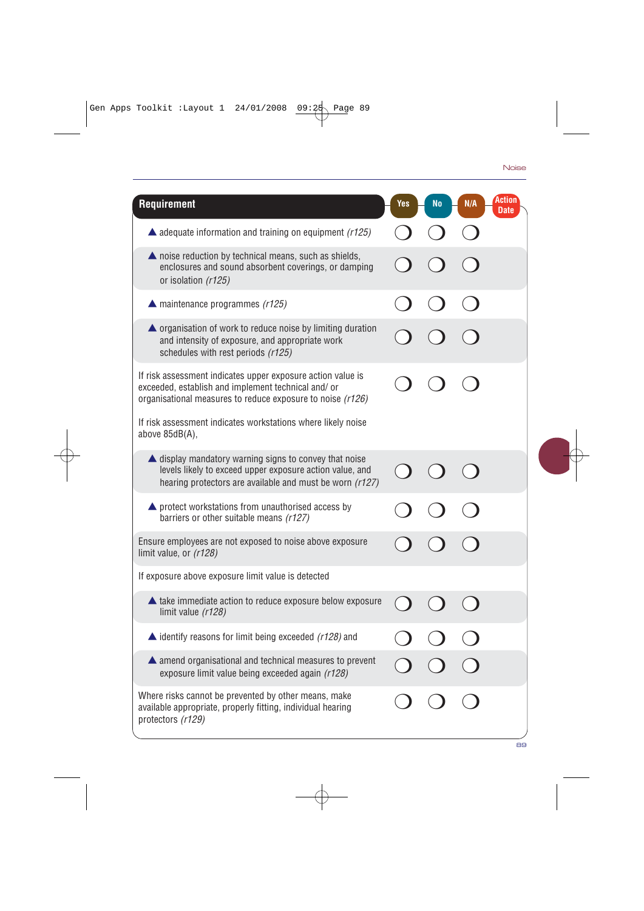| Requirement | Yes | No | N/A | Action Date |
|---|---|---|---|---|
| ▲ adequate information and training on equipment *(r125)* | ❍ | ❍ | ❍ | |
| ▲ noise reduction by technical means, such as shields, enclosures and sound absorbent coverings, or damping or isolation *(r125)* | ❍ | ❍ | ❍ | |
| ▲ maintenance programmes *(r125)* | ❍ | ❍ | ❍ | |
| ▲ organisation of work to reduce noise by limiting duration and intensity of exposure, and appropriate work schedules with rest periods *(r125)* | ❍ | ❍ | ❍ | |
| If risk assessment indicates upper exposure action value is exceeded, establish and implement technical and/ or organisational measures to reduce exposure to noise *(r126)* | ❍ | ❍ | ❍ | |
| If risk assessment indicates workstations where likely noise above 85dB(A), | | | | |
| ▲ display mandatory warning signs to convey that noise levels likely to exceed upper exposure action value, and hearing protectors are available and must be worn *(r127)* | ❍ | ❍ | ❍ | |
| ▲ protect workstations from unauthorised access by barriers or other suitable means *(r127)* | ❍ | ❍ | ❍ | |
| Ensure employees are not exposed to noise above exposure limit value, or *(r128)* | ❍ | ❍ | ❍ | |
| If exposure above exposure limit value is detected | | | | |
| ▲ take immediate action to reduce exposure below exposure limit value *(r128)* | ❍ | ❍ | ❍ | |
| ▲ identify reasons for limit being exceeded *(r128)* and | ❍ | ❍ | ❍ | |
| ▲ amend organisational and technical measures to prevent exposure limit value being exceeded again *(r128)* | ❍ | ❍ | ❍ | |
| Where risks cannot be prevented by other means, make available appropriate, properly fitting, individual hearing protectors *(r129)* | ❍ | ❍ | ❍ | |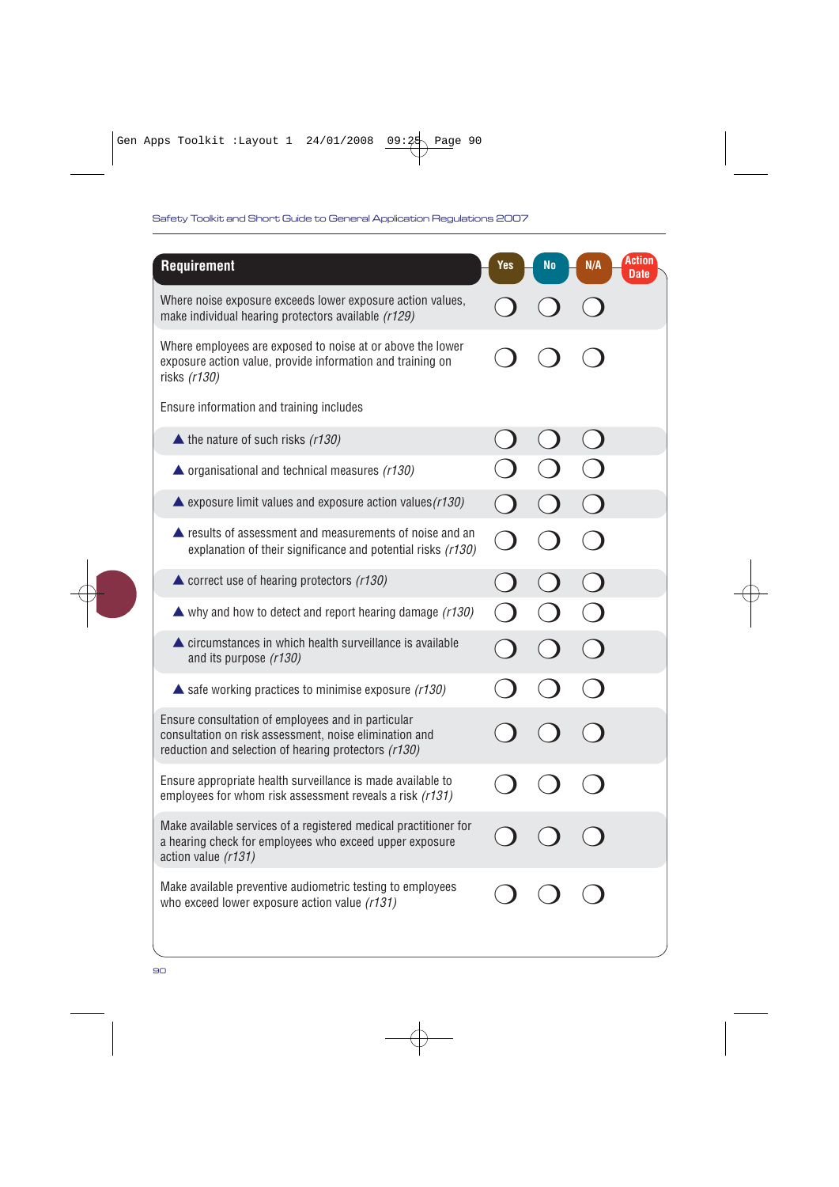| Requirement | Yes | No | N/A | Action Date |
|---|---|---|---|---|
| Where noise exposure exceeds lower exposure action values, make individual hearing protectors available *(r129)* | ❍ | ❍ | ❍ | |
| Where employees are exposed to noise at or above the lower exposure action value, provide information and training on risks *(r130)* | ❍ | ❍ | ❍ | |
| Ensure information and training includes | | | | |
| ▲ the nature of such risks *(r130)* | ❍ | ❍ | ❍ | |
| ▲ organisational and technical measures *(r130)* | ❍ | ❍ | ❍ | |
| ▲ exposure limit values and exposure action values *(r130)* | ❍ | ❍ | ❍ | |
| ▲ results of assessment and measurements of noise and an explanation of their significance and potential risks *(r130)* | ❍ | ❍ | ❍ | |
| ▲ correct use of hearing protectors *(r130)* | ❍ | ❍ | ❍ | |
| ▲ why and how to detect and report hearing damage *(r130)* | ❍ | ❍ | ❍ | |
| ▲ circumstances in which health surveillance is available and its purpose *(r130)* | ❍ | ❍ | ❍ | |
| ▲ safe working practices to minimise exposure *(r130)* | ❍ | ❍ | ❍ | |
| Ensure consultation of employees and in particular consultation on risk assessment, noise elimination and reduction and selection of hearing protectors *(r130)* | ❍ | ❍ | ❍ | |
| Ensure appropriate health surveillance is made available to employees for whom risk assessment reveals a risk *(r131)* | ❍ | ❍ | ❍ | |
| Make available services of a registered medical practitioner for a hearing check for employees who exceed upper exposure action value *(r131)* | ❍ | ❍ | ❍ | |
| Make available preventive audiometric testing to employees who exceed lower exposure action value *(r131)* | ❍ | ❍ | ❍ | |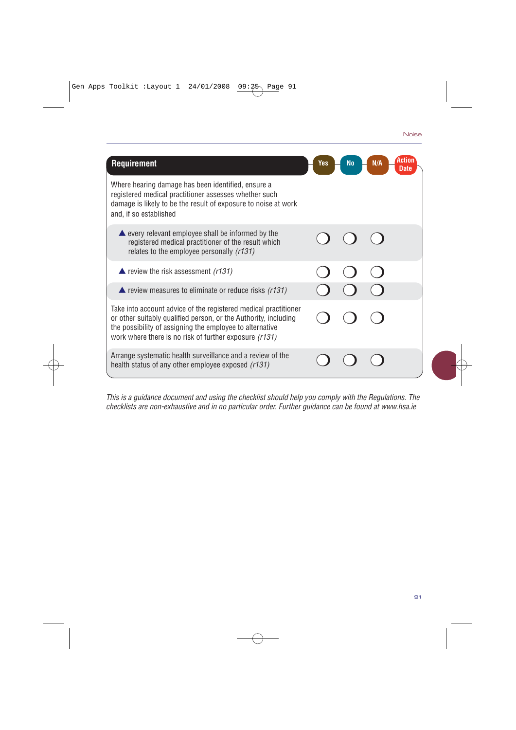| Requirement | Yes | No | N/A | Action Date |
| --- | --- | --- | --- | --- |
| Where hearing damage has been identified, ensure a registered medical practitioner assesses whether such damage is likely to be the result of exposure to noise at work and, if so established | | | | |
| ▲ every relevant employee shall be informed by the registered medical practitioner of the result which relates to the employee personally *(r131)* | ❍ | ❍ | ❍ | |
| ▲ review the risk assessment *(r131)* | ❍ | ❍ | ❍ | |
| ▲ review measures to eliminate or reduce risks *(r131)* | ❍ | ❍ | ❍ | |
| Take into account advice of the registered medical practitioner or other suitably qualified person, or the Authority, including the possibility of assigning the employee to alternative work where there is no risk of further exposure *(r131)* | ❍ | ❍ | ❍ | |
| Arrange systematic health surveillance and a review of the health status of any other employee exposed *(r131)* | ❍ | ❍ | ❍ | |

*This is a guidance document and using the checklist should help you comply with the Regulations. The checklists are non-exhaustive and in no particular order. Further guidance can be found at www.hsa.ie*